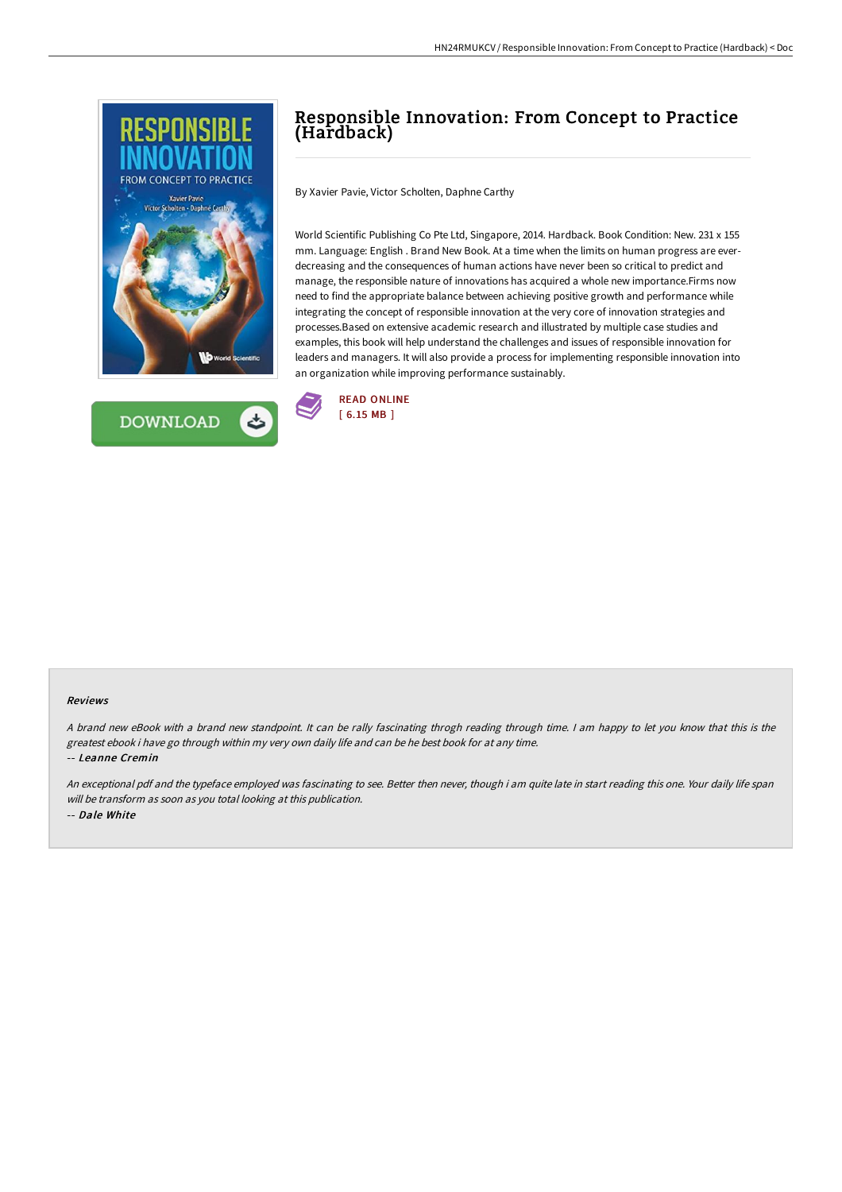# Responsible Innovation: From Concept to Practice (Hardback)

By Xavier Pavie, Victor Scholten, Daphne Carthy

World Scientific Publishing Co Pte Ltd, Singapore, 2014. Hardback. Book Condition: New. 231 x 155 mm. Language: English . Brand New Book. At a time when the limits on human progress are ever-decreasing and the consequences of human actions have never been so critical to predict and manage, the responsible nature of innovations has acquired a whole new importance.Firms now need to find the appropriate balance between achieving positive growth and performance while integrating the concept of responsible innovation at the very core of innovation strategies and processes.Based on extensive academic research and illustrated by multiple case studies and examples, this book will help understand the challenges and issues of responsible innovation for leaders and managers. It will also provide a process for implementing responsible innovation into an organization while improving performance sustainably.

DOWNLOAD

READ ONLINE
[ 6.15 MB ]

## Reviews

*A brand new eBook with a brand new standpoint. It can be rally fascinating throgh reading through time. I am happy to let you know that this is the greatest ebook i have go through within my very own daily life and can be he best book for at any time.*

-- ***Leanne Cremin***

*An exceptional pdf and the typeface employed was fascinating to see. Better then never, though i am quite late in start reading this one. Your daily life span will be transform as soon as you total looking at this publication.*

-- ***Dale White***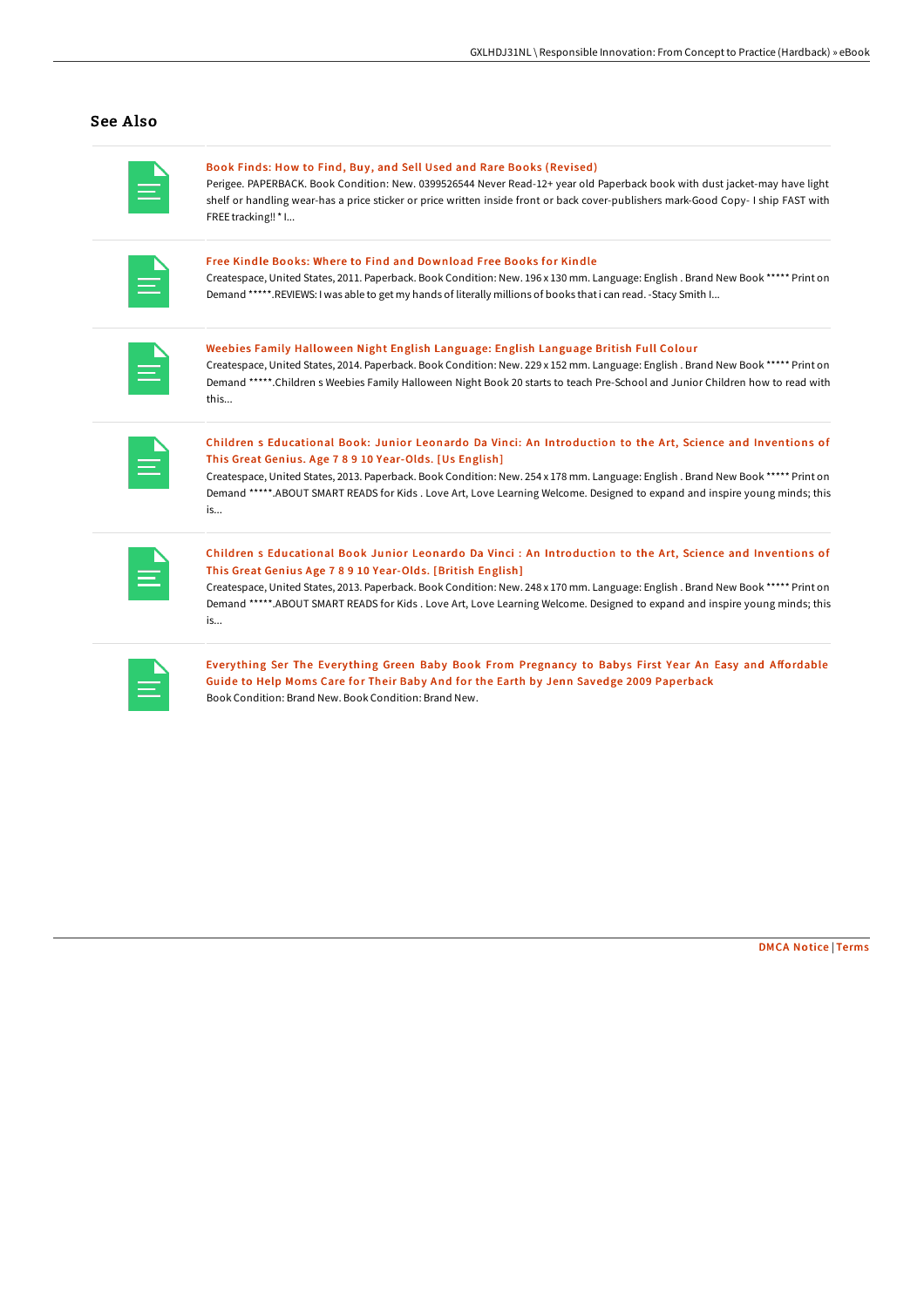## See Also

**Book Finds: How to Find, Buy, and Sell Used and Rare Books (Revised)**

Perigee. PAPERBACK. Book Condition: New. 0399526544 Never Read-12+ year old Paperback book with dust jacket-may have light shelf or handling wear-has a price sticker or price written inside front or back cover-publishers mark-Good Copy- I ship FAST with FREE tracking!! * I...

**Free Kindle Books: Where to Find and Download Free Books for Kindle**

Createspace, United States, 2011. Paperback. Book Condition: New. 196 x 130 mm. Language: English . Brand New Book ***** Print on Demand *****.REVIEWS: I was able to get my hands of literally millions of books that i can read. -Stacy Smith I...

**Weebies Family Halloween Night English Language: English Language British Full Colour**

Createspace, United States, 2014. Paperback. Book Condition: New. 229 x 152 mm. Language: English . Brand New Book ***** Print on Demand *****.Children s Weebies Family Halloween Night Book 20 starts to teach Pre-School and Junior Children how to read with this...

**Children s Educational Book: Junior Leonardo Da Vinci: An Introduction to the Art, Science and Inventions of This Great Genius. Age 7 8 9 10 Year-Olds. [Us English]**

Createspace, United States, 2013. Paperback. Book Condition: New. 254 x 178 mm. Language: English . Brand New Book ***** Print on Demand *****.ABOUT SMART READS for Kids . Love Art, Love Learning Welcome. Designed to expand and inspire young minds; this is...

**Children s Educational Book Junior Leonardo Da Vinci : An Introduction to the Art, Science and Inventions of This Great Genius Age 7 8 9 10 Year-Olds. [British English]**

Createspace, United States, 2013. Paperback. Book Condition: New. 248 x 170 mm. Language: English . Brand New Book ***** Print on Demand *****.ABOUT SMART READS for Kids . Love Art, Love Learning Welcome. Designed to expand and inspire young minds; this is...

**Everything Ser The Everything Green Baby Book From Pregnancy to Babys First Year An Easy and Affordable Guide to Help Moms Care for Their Baby And for the Earth by Jenn Savedge 2009 Paperback**

Book Condition: Brand New. Book Condition: Brand New.

DMCA Notice | Terms